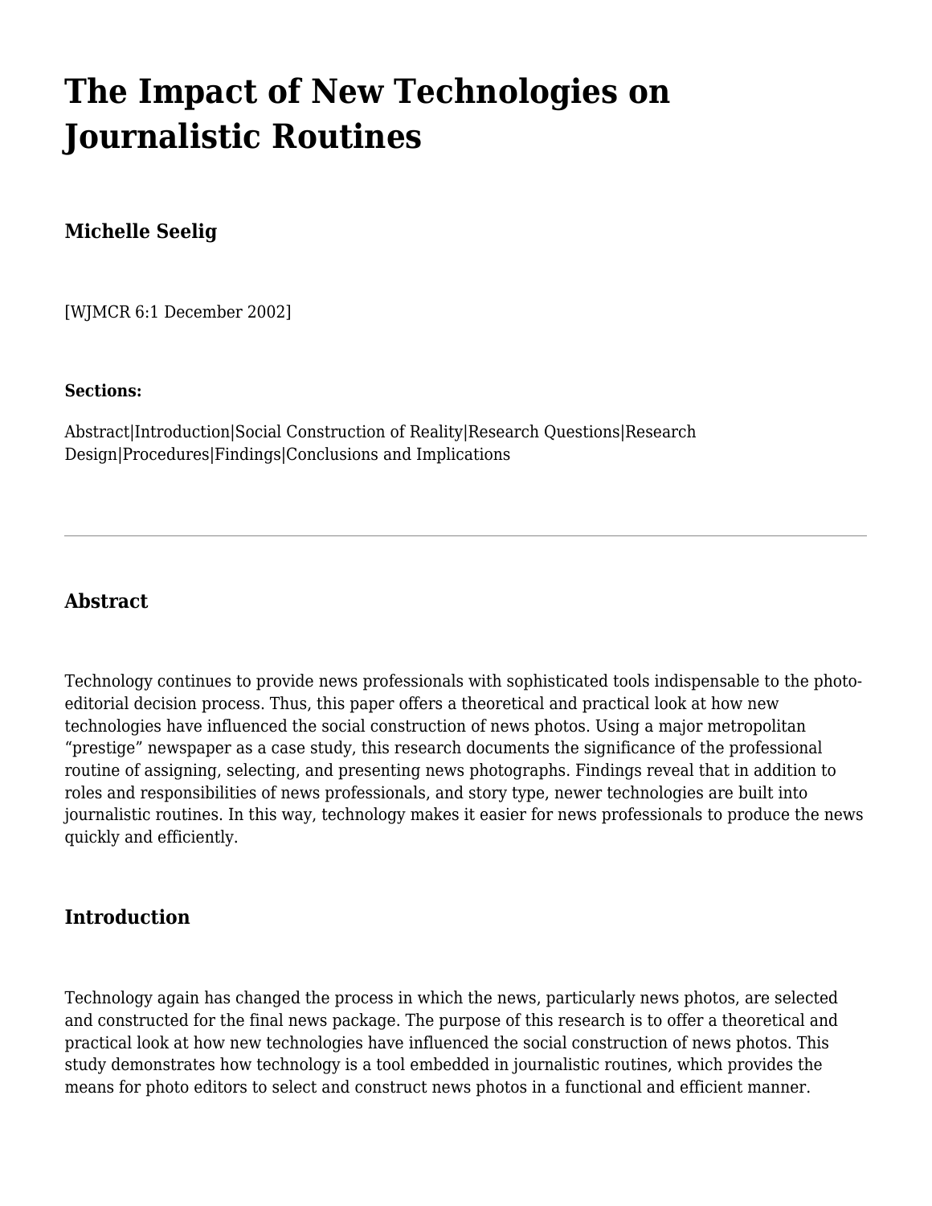# The Impact of New Technologies on Journalistic Routines

### Michelle Seelig

[WJMCR 6:1 December 2002]

**Sections:**

Abstract|Introduction|Social Construction of Reality|Research Questions|Research Design|Procedures|Findings|Conclusions and Implications

---

## Abstract

Technology continues to provide news professionals with sophisticated tools indispensable to the photo-editorial decision process. Thus, this paper offers a theoretical and practical look at how new technologies have influenced the social construction of news photos. Using a major metropolitan "prestige" newspaper as a case study, this research documents the significance of the professional routine of assigning, selecting, and presenting news photographs. Findings reveal that in addition to roles and responsibilities of news professionals, and story type, newer technologies are built into journalistic routines. In this way, technology makes it easier for news professionals to produce the news quickly and efficiently.

## Introduction

Technology again has changed the process in which the news, particularly news photos, are selected and constructed for the final news package. The purpose of this research is to offer a theoretical and practical look at how new technologies have influenced the social construction of news photos. This study demonstrates how technology is a tool embedded in journalistic routines, which provides the means for photo editors to select and construct news photos in a functional and efficient manner.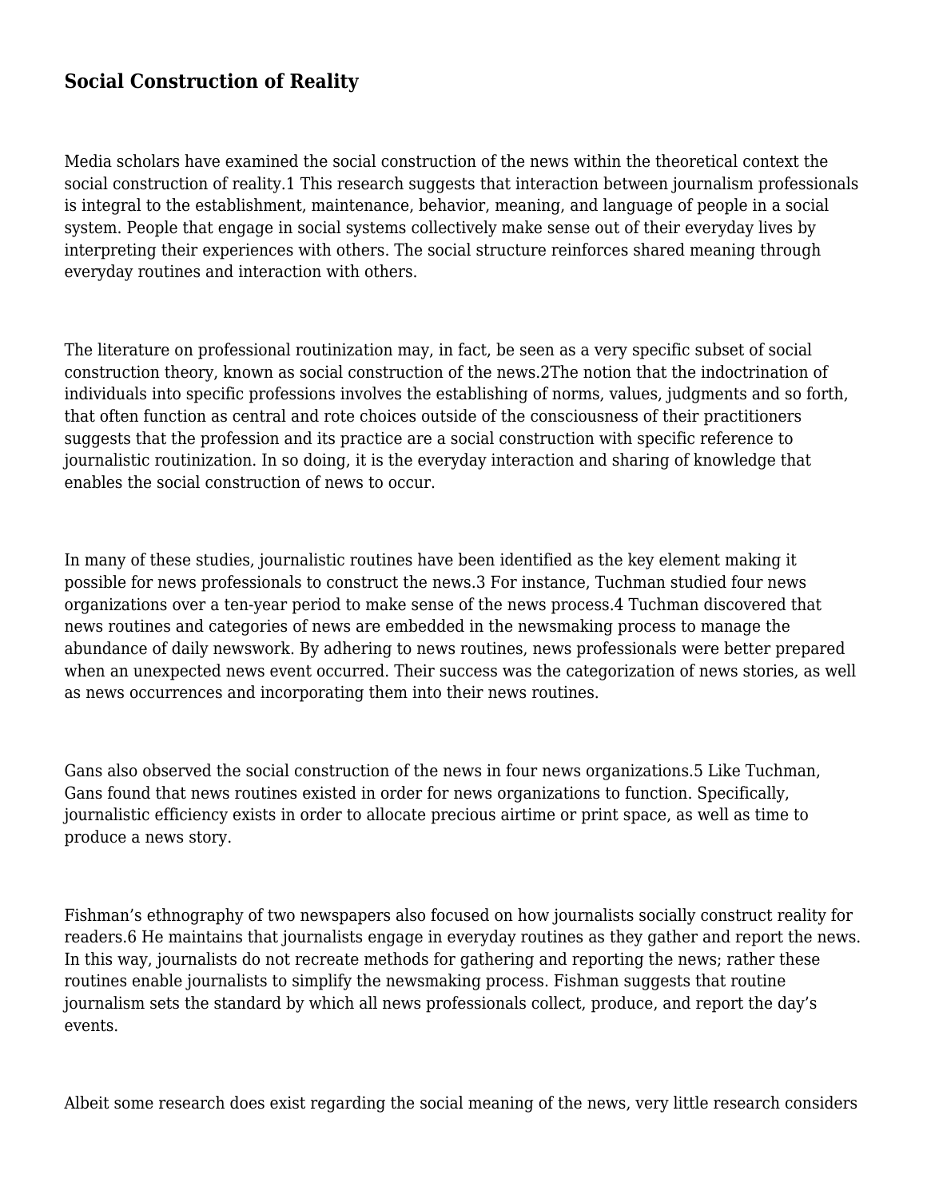## Social Construction of Reality

Media scholars have examined the social construction of the news within the theoretical context the social construction of reality.[1] This research suggests that interaction between journalism professionals is integral to the establishment, maintenance, behavior, meaning, and language of people in a social system. People that engage in social systems collectively make sense out of their everyday lives by interpreting their experiences with others. The social structure reinforces shared meaning through everyday routines and interaction with others.

The literature on professional routinization may, in fact, be seen as a very specific subset of social construction theory, known as social construction of the news.[2]The notion that the indoctrination of individuals into specific professions involves the establishing of norms, values, judgments and so forth, that often function as central and rote choices outside of the consciousness of their practitioners suggests that the profession and its practice are a social construction with specific reference to journalistic routinization. In so doing, it is the everyday interaction and sharing of knowledge that enables the social construction of news to occur.

In many of these studies, journalistic routines have been identified as the key element making it possible for news professionals to construct the news.[3] For instance, Tuchman studied four news organizations over a ten-year period to make sense of the news process.[4] Tuchman discovered that news routines and categories of news are embedded in the newsmaking process to manage the abundance of daily newswork. By adhering to news routines, news professionals were better prepared when an unexpected news event occurred. Their success was the categorization of news stories, as well as news occurrences and incorporating them into their news routines.

Gans also observed the social construction of the news in four news organizations.[5] Like Tuchman, Gans found that news routines existed in order for news organizations to function. Specifically, journalistic efficiency exists in order to allocate precious airtime or print space, as well as time to produce a news story.

Fishman's ethnography of two newspapers also focused on how journalists socially construct reality for readers.[6] He maintains that journalists engage in everyday routines as they gather and report the news. In this way, journalists do not recreate methods for gathering and reporting the news; rather these routines enable journalists to simplify the newsmaking process. Fishman suggests that routine journalism sets the standard by which all news professionals collect, produce, and report the day's events.

Albeit some research does exist regarding the social meaning of the news, very little research considers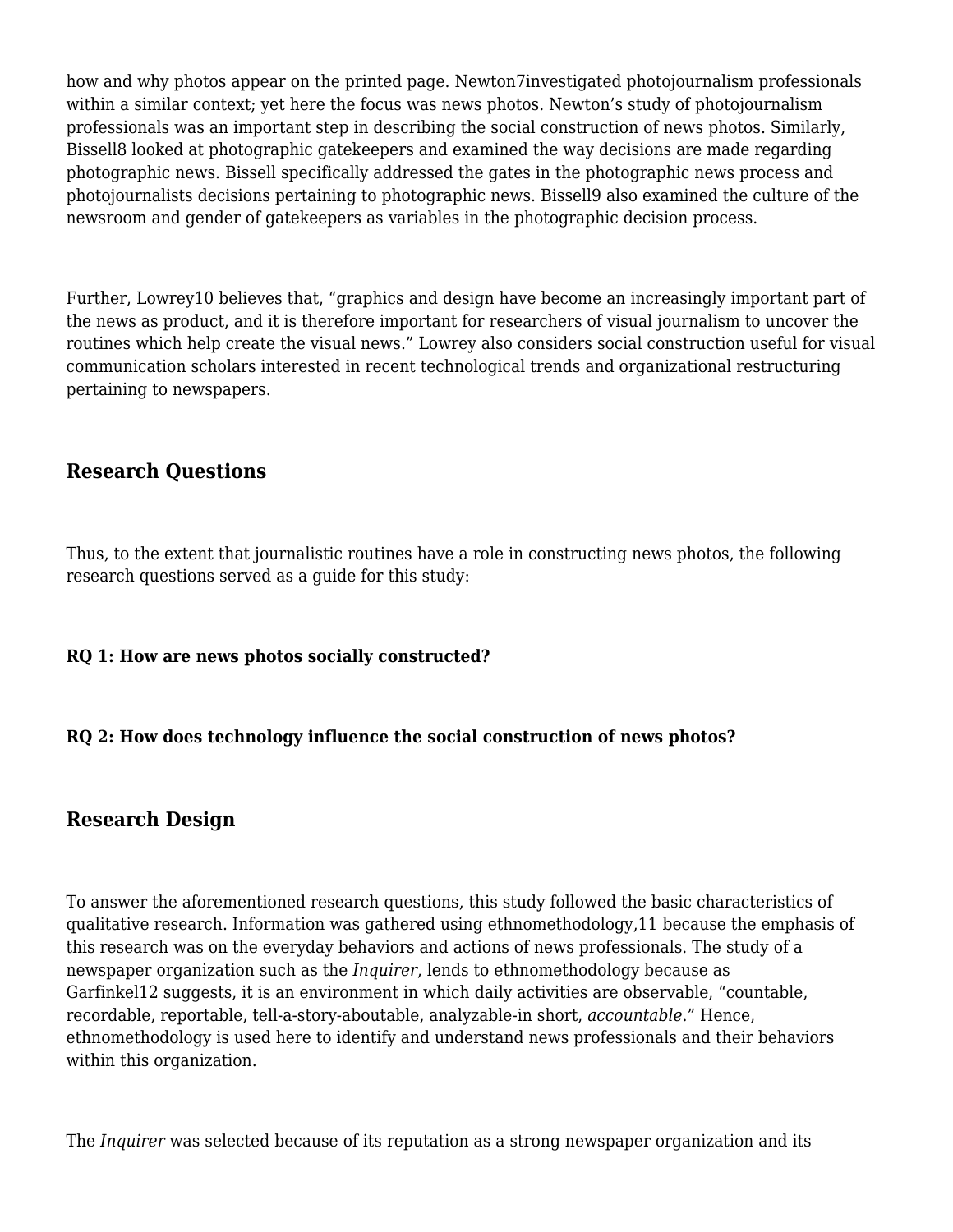how and why photos appear on the printed page. Newton[7] investigated photojournalism professionals within a similar context; yet here the focus was news photos. Newton's study of photojournalism professionals was an important step in describing the social construction of news photos. Similarly, Bissell[8] looked at photographic gatekeepers and examined the way decisions are made regarding photographic news. Bissell specifically addressed the gates in the photographic news process and photojournalists decisions pertaining to photographic news. Bissell[9] also examined the culture of the newsroom and gender of gatekeepers as variables in the photographic decision process.

Further, Lowrey[10] believes that, "graphics and design have become an increasingly important part of the news as product, and it is therefore important for researchers of visual journalism to uncover the routines which help create the visual news." Lowrey also considers social construction useful for visual communication scholars interested in recent technological trends and organizational restructuring pertaining to newspapers.

## Research Questions

Thus, to the extent that journalistic routines have a role in constructing news photos, the following research questions served as a guide for this study:

**RQ 1: How are news photos socially constructed?**

**RQ 2: How does technology influence the social construction of news photos?**

## Research Design

To answer the aforementioned research questions, this study followed the basic characteristics of qualitative research. Information was gathered using ethnomethodology,[11] because the emphasis of this research was on the everyday behaviors and actions of news professionals. The study of a newspaper organization such as the *Inquirer*, lends to ethnomethodology because as Garfinkel[12] suggests, it is an environment in which daily activities are observable, "countable, recordable, reportable, tell-a-story-aboutable, analyzable-in short, *accountable*." Hence, ethnomethodology is used here to identify and understand news professionals and their behaviors within this organization.

The *Inquirer* was selected because of its reputation as a strong newspaper organization and its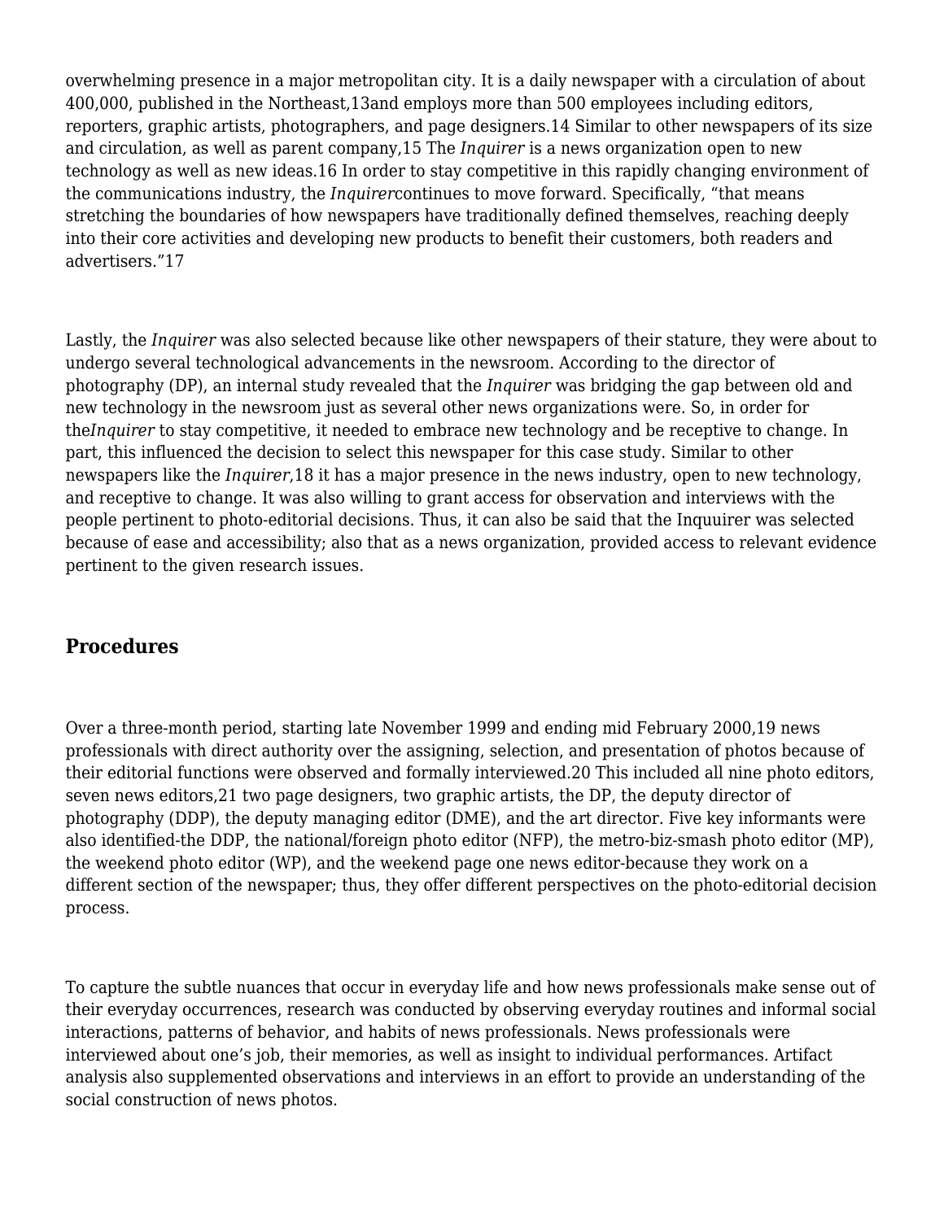overwhelming presence in a major metropolitan city. It is a daily newspaper with a circulation of about 400,000, published in the Northeast,13and employs more than 500 employees including editors, reporters, graphic artists, photographers, and page designers.14 Similar to other newspapers of its size and circulation, as well as parent company,15 The *Inquirer* is a news organization open to new technology as well as new ideas.16 In order to stay competitive in this rapidly changing environment of the communications industry, the *Inquirer*continues to move forward. Specifically, "that means stretching the boundaries of how newspapers have traditionally defined themselves, reaching deeply into their core activities and developing new products to benefit their customers, both readers and advertisers."17

Lastly, the *Inquirer* was also selected because like other newspapers of their stature, they were about to undergo several technological advancements in the newsroom. According to the director of photography (DP), an internal study revealed that the *Inquirer* was bridging the gap between old and new technology in the newsroom just as several other news organizations were. So, in order for the*Inquirer* to stay competitive, it needed to embrace new technology and be receptive to change. In part, this influenced the decision to select this newspaper for this case study. Similar to other newspapers like the *Inquirer*,18 it has a major presence in the news industry, open to new technology, and receptive to change. It was also willing to grant access for observation and interviews with the people pertinent to photo-editorial decisions. Thus, it can also be said that the Inquuirer was selected because of ease and accessibility; also that as a news organization, provided access to relevant evidence pertinent to the given research issues.

## Procedures

Over a three-month period, starting late November 1999 and ending mid February 2000,19 news professionals with direct authority over the assigning, selection, and presentation of photos because of their editorial functions were observed and formally interviewed.20 This included all nine photo editors, seven news editors,21 two page designers, two graphic artists, the DP, the deputy director of photography (DDP), the deputy managing editor (DME), and the art director. Five key informants were also identified-the DDP, the national/foreign photo editor (NFP), the metro-biz-smash photo editor (MP), the weekend photo editor (WP), and the weekend page one news editor-because they work on a different section of the newspaper; thus, they offer different perspectives on the photo-editorial decision process.

To capture the subtle nuances that occur in everyday life and how news professionals make sense out of their everyday occurrences, research was conducted by observing everyday routines and informal social interactions, patterns of behavior, and habits of news professionals. News professionals were interviewed about one's job, their memories, as well as insight to individual performances. Artifact analysis also supplemented observations and interviews in an effort to provide an understanding of the social construction of news photos.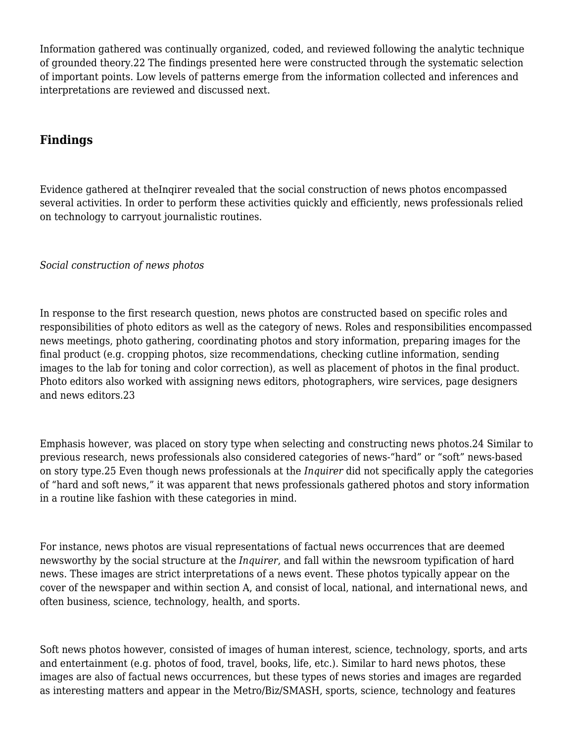Information gathered was continually organized, coded, and reviewed following the analytic technique of grounded theory.22 The findings presented here were constructed through the systematic selection of important points. Low levels of patterns emerge from the information collected and inferences and interpretations are reviewed and discussed next.

## Findings

Evidence gathered at theInqirer revealed that the social construction of news photos encompassed several activities. In order to perform these activities quickly and efficiently, news professionals relied on technology to carryout journalistic routines.

*Social construction of news photos*

In response to the first research question, news photos are constructed based on specific roles and responsibilities of photo editors as well as the category of news. Roles and responsibilities encompassed news meetings, photo gathering, coordinating photos and story information, preparing images for the final product (e.g. cropping photos, size recommendations, checking cutline information, sending images to the lab for toning and color correction), as well as placement of photos in the final product. Photo editors also worked with assigning news editors, photographers, wire services, page designers and news editors.23

Emphasis however, was placed on story type when selecting and constructing news photos.24 Similar to previous research, news professionals also considered categories of news-"hard" or "soft" news-based on story type.25 Even though news professionals at the *Inquirer* did not specifically apply the categories of "hard and soft news," it was apparent that news professionals gathered photos and story information in a routine like fashion with these categories in mind.

For instance, news photos are visual representations of factual news occurrences that are deemed newsworthy by the social structure at the *Inquirer*, and fall within the newsroom typification of hard news. These images are strict interpretations of a news event. These photos typically appear on the cover of the newspaper and within section A, and consist of local, national, and international news, and often business, science, technology, health, and sports.

Soft news photos however, consisted of images of human interest, science, technology, sports, and arts and entertainment (e.g. photos of food, travel, books, life, etc.). Similar to hard news photos, these images are also of factual news occurrences, but these types of news stories and images are regarded as interesting matters and appear in the Metro/Biz/SMASH, sports, science, technology and features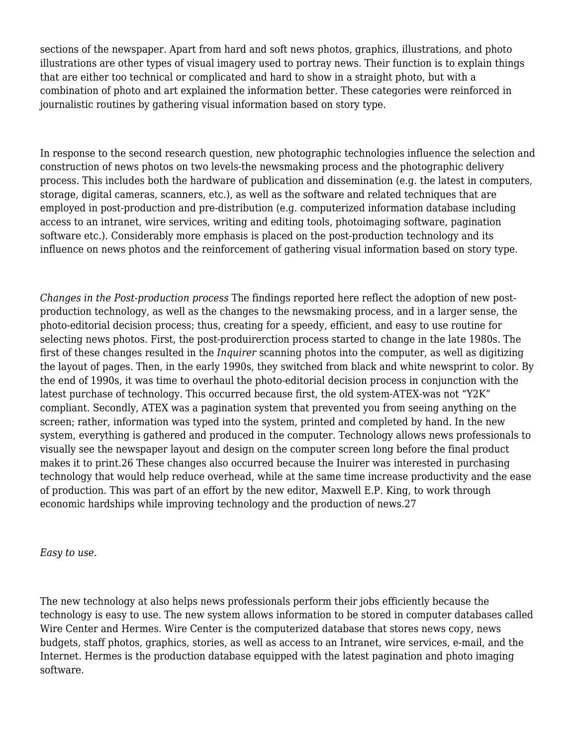sections of the newspaper. Apart from hard and soft news photos, graphics, illustrations, and photo illustrations are other types of visual imagery used to portray news. Their function is to explain things that are either too technical or complicated and hard to show in a straight photo, but with a combination of photo and art explained the information better. These categories were reinforced in journalistic routines by gathering visual information based on story type.

In response to the second research question, new photographic technologies influence the selection and construction of news photos on two levels-the newsmaking process and the photographic delivery process. This includes both the hardware of publication and dissemination (e.g. the latest in computers, storage, digital cameras, scanners, etc.), as well as the software and related techniques that are employed in post-production and pre-distribution (e.g. computerized information database including access to an intranet, wire services, writing and editing tools, photoimaging software, pagination software etc.). Considerably more emphasis is placed on the post-production technology and its influence on news photos and the reinforcement of gathering visual information based on story type.

*Changes in the Post-production process* The findings reported here reflect the adoption of new post-production technology, as well as the changes to the newsmaking process, and in a larger sense, the photo-editorial decision process; thus, creating for a speedy, efficient, and easy to use routine for selecting news photos. First, the post-produirerction process started to change in the late 1980s. The first of these changes resulted in the *Inquirer* scanning photos into the computer, as well as digitizing the layout of pages. Then, in the early 1990s, they switched from black and white newsprint to color. By the end of 1990s, it was time to overhaul the photo-editorial decision process in conjunction with the latest purchase of technology. This occurred because first, the old system-ATEX-was not “Y2K” compliant. Secondly, ATEX was a pagination system that prevented you from seeing anything on the screen; rather, information was typed into the system, printed and completed by hand. In the new system, everything is gathered and produced in the computer. Technology allows news professionals to visually see the newspaper layout and design on the computer screen long before the final product makes it to print.26 These changes also occurred because the Inuirer was interested in purchasing technology that would help reduce overhead, while at the same time increase productivity and the ease of production. This was part of an effort by the new editor, Maxwell E.P. King, to work through economic hardships while improving technology and the production of news.27

*Easy to use.*

The new technology at also helps news professionals perform their jobs efficiently because the technology is easy to use. The new system allows information to be stored in computer databases called Wire Center and Hermes. Wire Center is the computerized database that stores news copy, news budgets, staff photos, graphics, stories, as well as access to an Intranet, wire services, e-mail, and the Internet. Hermes is the production database equipped with the latest pagination and photo imaging software.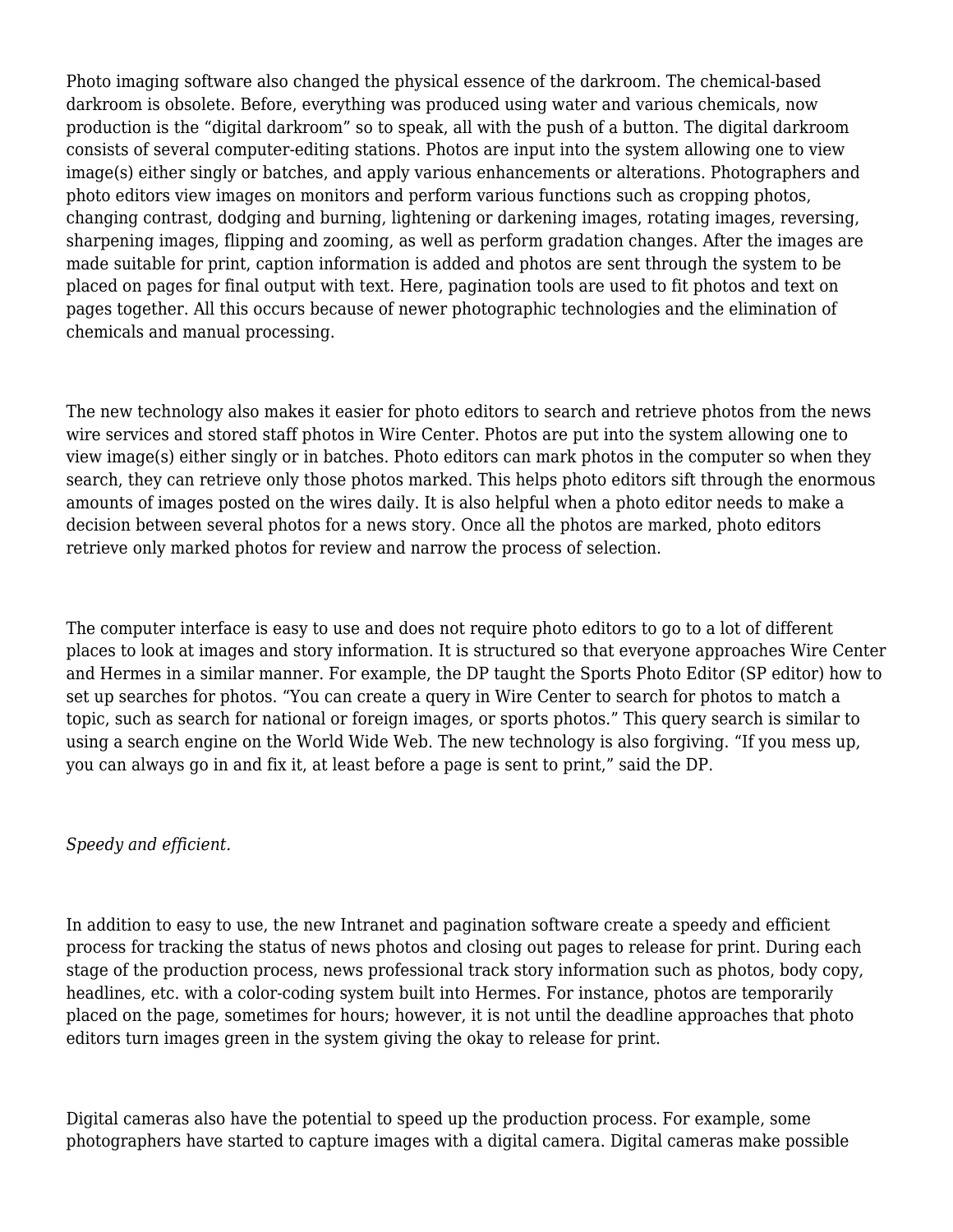Photo imaging software also changed the physical essence of the darkroom. The chemical-based darkroom is obsolete. Before, everything was produced using water and various chemicals, now production is the "digital darkroom" so to speak, all with the push of a button. The digital darkroom consists of several computer-editing stations. Photos are input into the system allowing one to view image(s) either singly or batches, and apply various enhancements or alterations. Photographers and photo editors view images on monitors and perform various functions such as cropping photos, changing contrast, dodging and burning, lightening or darkening images, rotating images, reversing, sharpening images, flipping and zooming, as well as perform gradation changes. After the images are made suitable for print, caption information is added and photos are sent through the system to be placed on pages for final output with text. Here, pagination tools are used to fit photos and text on pages together. All this occurs because of newer photographic technologies and the elimination of chemicals and manual processing.

The new technology also makes it easier for photo editors to search and retrieve photos from the news wire services and stored staff photos in Wire Center. Photos are put into the system allowing one to view image(s) either singly or in batches. Photo editors can mark photos in the computer so when they search, they can retrieve only those photos marked. This helps photo editors sift through the enormous amounts of images posted on the wires daily. It is also helpful when a photo editor needs to make a decision between several photos for a news story. Once all the photos are marked, photo editors retrieve only marked photos for review and narrow the process of selection.

The computer interface is easy to use and does not require photo editors to go to a lot of different places to look at images and story information. It is structured so that everyone approaches Wire Center and Hermes in a similar manner. For example, the DP taught the Sports Photo Editor (SP editor) how to set up searches for photos. "You can create a query in Wire Center to search for photos to match a topic, such as search for national or foreign images, or sports photos." This query search is similar to using a search engine on the World Wide Web. The new technology is also forgiving. "If you mess up, you can always go in and fix it, at least before a page is sent to print," said the DP.

*Speedy and efficient.*

In addition to easy to use, the new Intranet and pagination software create a speedy and efficient process for tracking the status of news photos and closing out pages to release for print. During each stage of the production process, news professional track story information such as photos, body copy, headlines, etc. with a color-coding system built into Hermes. For instance, photos are temporarily placed on the page, sometimes for hours; however, it is not until the deadline approaches that photo editors turn images green in the system giving the okay to release for print.

Digital cameras also have the potential to speed up the production process. For example, some photographers have started to capture images with a digital camera. Digital cameras make possible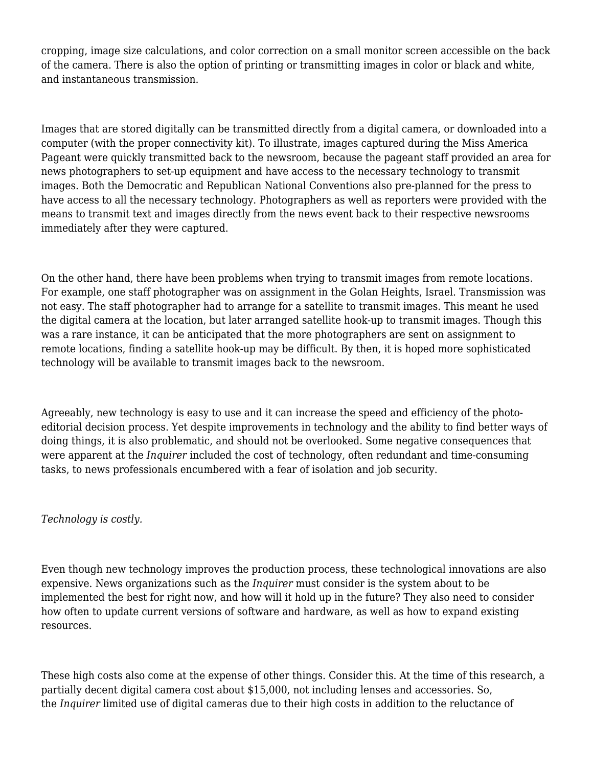cropping, image size calculations, and color correction on a small monitor screen accessible on the back of the camera. There is also the option of printing or transmitting images in color or black and white, and instantaneous transmission.

Images that are stored digitally can be transmitted directly from a digital camera, or downloaded into a computer (with the proper connectivity kit). To illustrate, images captured during the Miss America Pageant were quickly transmitted back to the newsroom, because the pageant staff provided an area for news photographers to set-up equipment and have access to the necessary technology to transmit images. Both the Democratic and Republican National Conventions also pre-planned for the press to have access to all the necessary technology. Photographers as well as reporters were provided with the means to transmit text and images directly from the news event back to their respective newsrooms immediately after they were captured.

On the other hand, there have been problems when trying to transmit images from remote locations. For example, one staff photographer was on assignment in the Golan Heights, Israel. Transmission was not easy. The staff photographer had to arrange for a satellite to transmit images. This meant he used the digital camera at the location, but later arranged satellite hook-up to transmit images. Though this was a rare instance, it can be anticipated that the more photographers are sent on assignment to remote locations, finding a satellite hook-up may be difficult. By then, it is hoped more sophisticated technology will be available to transmit images back to the newsroom.

Agreeably, new technology is easy to use and it can increase the speed and efficiency of the photo-editorial decision process. Yet despite improvements in technology and the ability to find better ways of doing things, it is also problematic, and should not be overlooked. Some negative consequences that were apparent at the *Inquirer* included the cost of technology, often redundant and time-consuming tasks, to news professionals encumbered with a fear of isolation and job security.

*Technology is costly.*

Even though new technology improves the production process, these technological innovations are also expensive. News organizations such as the *Inquirer* must consider is the system about to be implemented the best for right now, and how will it hold up in the future? They also need to consider how often to update current versions of software and hardware, as well as how to expand existing resources.

These high costs also come at the expense of other things. Consider this. At the time of this research, a partially decent digital camera cost about $15,000, not including lenses and accessories. So, the *Inquirer* limited use of digital cameras due to their high costs in addition to the reluctance of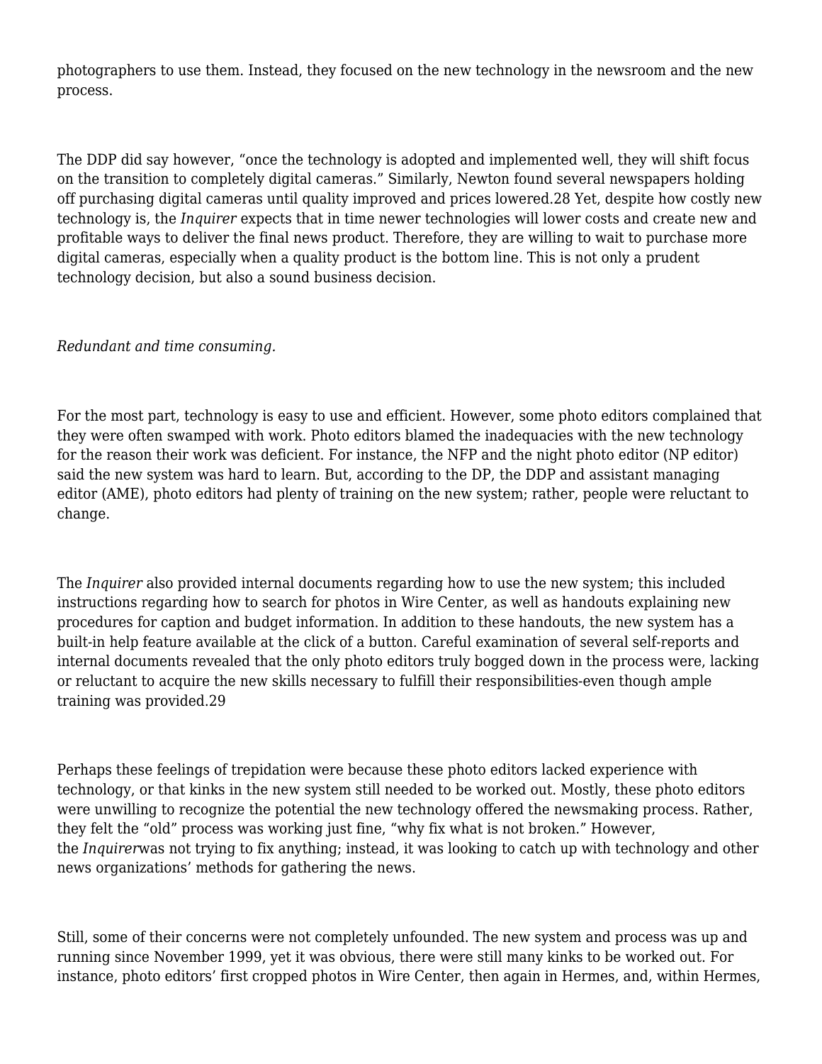photographers to use them. Instead, they focused on the new technology in the newsroom and the new process.

The DDP did say however, "once the technology is adopted and implemented well, they will shift focus on the transition to completely digital cameras." Similarly, Newton found several newspapers holding off purchasing digital cameras until quality improved and prices lowered.28 Yet, despite how costly new technology is, the *Inquirer* expects that in time newer technologies will lower costs and create new and profitable ways to deliver the final news product. Therefore, they are willing to wait to purchase more digital cameras, especially when a quality product is the bottom line. This is not only a prudent technology decision, but also a sound business decision.

*Redundant and time consuming.*

For the most part, technology is easy to use and efficient. However, some photo editors complained that they were often swamped with work. Photo editors blamed the inadequacies with the new technology for the reason their work was deficient. For instance, the NFP and the night photo editor (NP editor) said the new system was hard to learn. But, according to the DP, the DDP and assistant managing editor (AME), photo editors had plenty of training on the new system; rather, people were reluctant to change.

The *Inquirer* also provided internal documents regarding how to use the new system; this included instructions regarding how to search for photos in Wire Center, as well as handouts explaining new procedures for caption and budget information. In addition to these handouts, the new system has a built-in help feature available at the click of a button. Careful examination of several self-reports and internal documents revealed that the only photo editors truly bogged down in the process were, lacking or reluctant to acquire the new skills necessary to fulfill their responsibilities-even though ample training was provided.29

Perhaps these feelings of trepidation were because these photo editors lacked experience with technology, or that kinks in the new system still needed to be worked out. Mostly, these photo editors were unwilling to recognize the potential the new technology offered the newsmaking process. Rather, they felt the "old" process was working just fine, "why fix what is not broken." However, the *Inquirer*was not trying to fix anything; instead, it was looking to catch up with technology and other news organizations' methods for gathering the news.

Still, some of their concerns were not completely unfounded. The new system and process was up and running since November 1999, yet it was obvious, there were still many kinks to be worked out. For instance, photo editors' first cropped photos in Wire Center, then again in Hermes, and, within Hermes,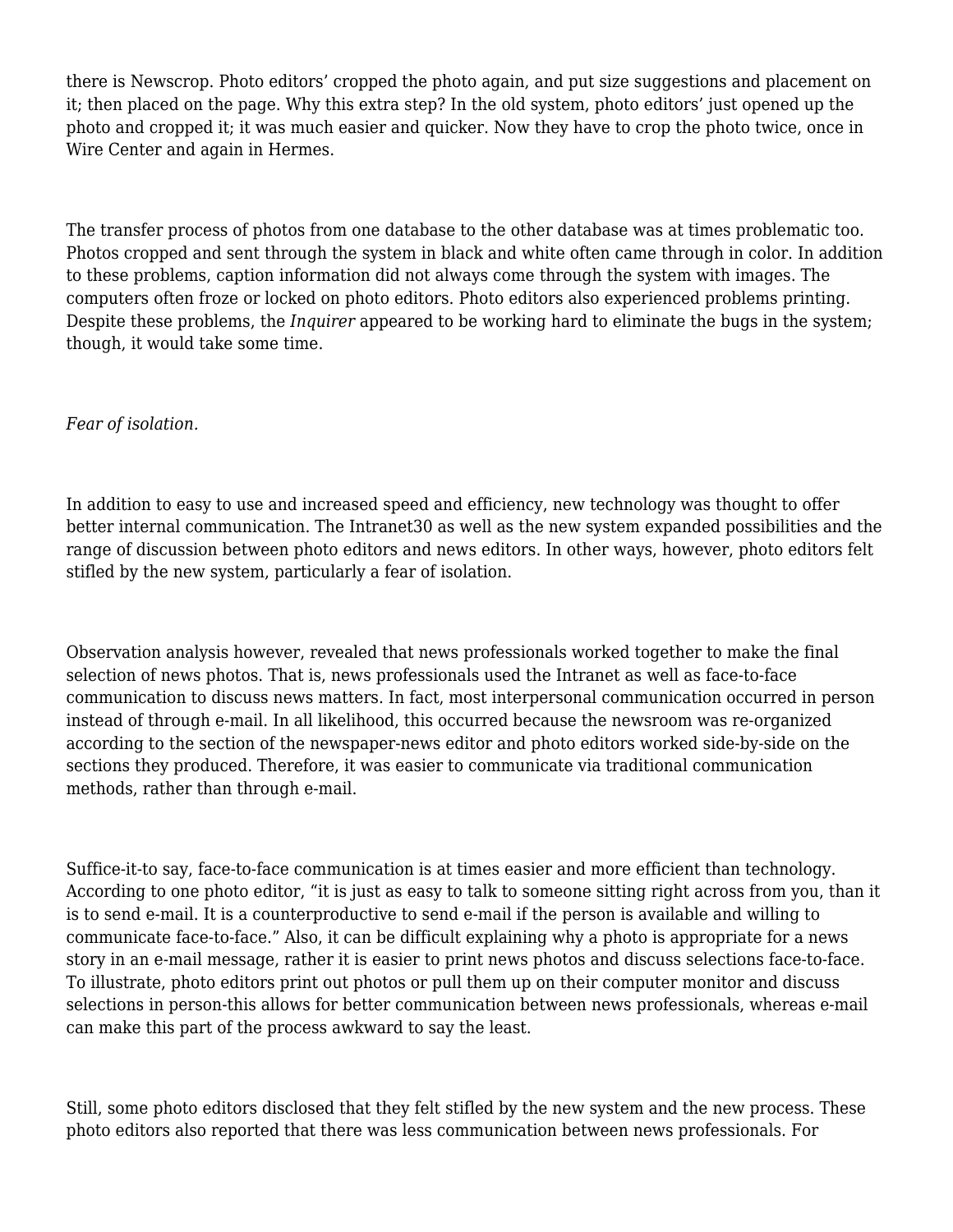there is Newscrop. Photo editors' cropped the photo again, and put size suggestions and placement on it; then placed on the page. Why this extra step? In the old system, photo editors' just opened up the photo and cropped it; it was much easier and quicker. Now they have to crop the photo twice, once in Wire Center and again in Hermes.

The transfer process of photos from one database to the other database was at times problematic too. Photos cropped and sent through the system in black and white often came through in color. In addition to these problems, caption information did not always come through the system with images. The computers often froze or locked on photo editors. Photo editors also experienced problems printing. Despite these problems, the *Inquirer* appeared to be working hard to eliminate the bugs in the system; though, it would take some time.

*Fear of isolation.*

In addition to easy to use and increased speed and efficiency, new technology was thought to offer better internal communication. The Intranet30 as well as the new system expanded possibilities and the range of discussion between photo editors and news editors. In other ways, however, photo editors felt stifled by the new system, particularly a fear of isolation.

Observation analysis however, revealed that news professionals worked together to make the final selection of news photos. That is, news professionals used the Intranet as well as face-to-face communication to discuss news matters. In fact, most interpersonal communication occurred in person instead of through e-mail. In all likelihood, this occurred because the newsroom was re-organized according to the section of the newspaper-news editor and photo editors worked side-by-side on the sections they produced. Therefore, it was easier to communicate via traditional communication methods, rather than through e-mail.

Suffice-it-to say, face-to-face communication is at times easier and more efficient than technology. According to one photo editor, "it is just as easy to talk to someone sitting right across from you, than it is to send e-mail. It is a counterproductive to send e-mail if the person is available and willing to communicate face-to-face." Also, it can be difficult explaining why a photo is appropriate for a news story in an e-mail message, rather it is easier to print news photos and discuss selections face-to-face. To illustrate, photo editors print out photos or pull them up on their computer monitor and discuss selections in person-this allows for better communication between news professionals, whereas e-mail can make this part of the process awkward to say the least.

Still, some photo editors disclosed that they felt stifled by the new system and the new process. These photo editors also reported that there was less communication between news professionals. For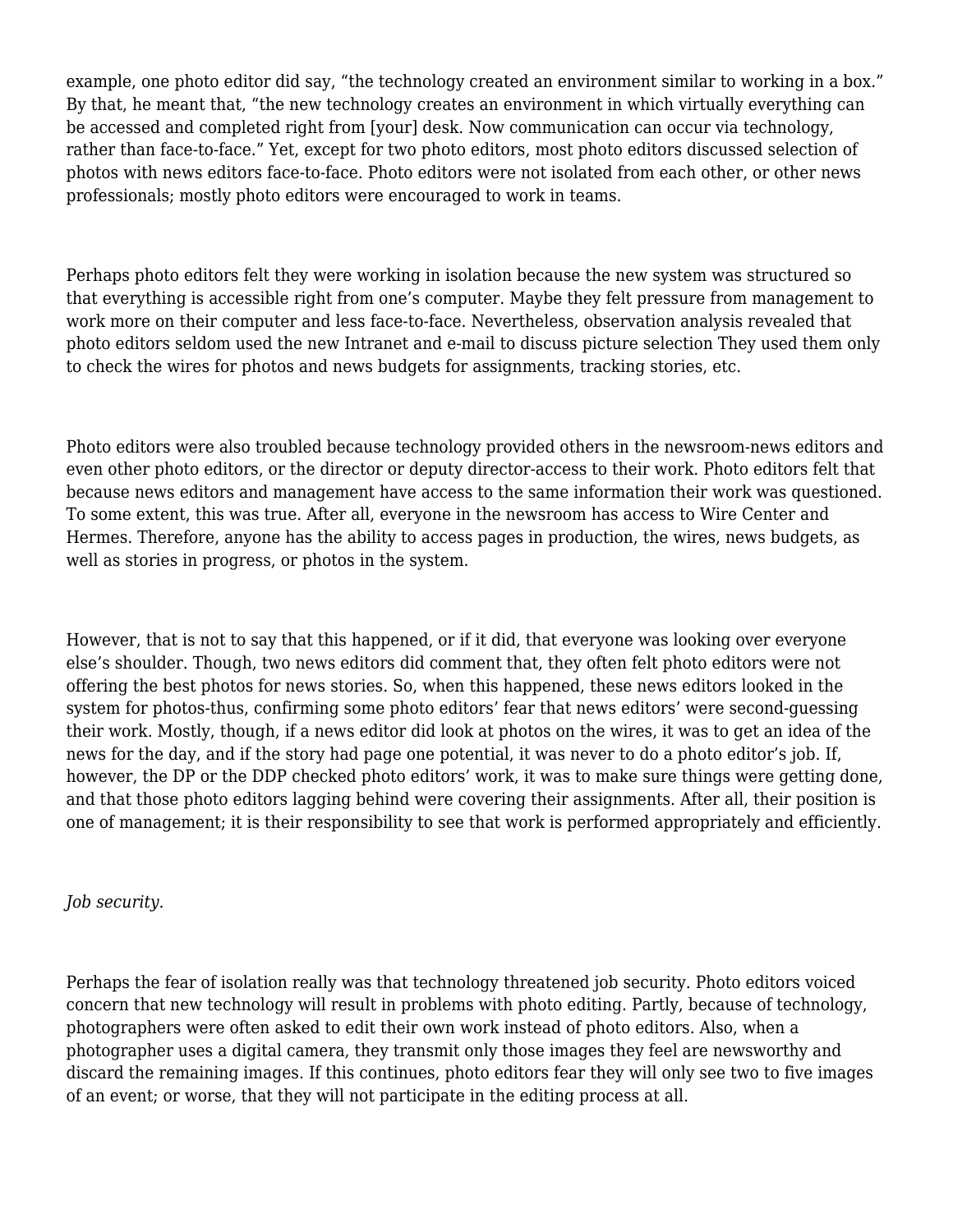example, one photo editor did say, “the technology created an environment similar to working in a box.” By that, he meant that, “the new technology creates an environment in which virtually everything can be accessed and completed right from [your] desk. Now communication can occur via technology, rather than face-to-face.” Yet, except for two photo editors, most photo editors discussed selection of photos with news editors face-to-face. Photo editors were not isolated from each other, or other news professionals; mostly photo editors were encouraged to work in teams.

Perhaps photo editors felt they were working in isolation because the new system was structured so that everything is accessible right from one’s computer. Maybe they felt pressure from management to work more on their computer and less face-to-face. Nevertheless, observation analysis revealed that photo editors seldom used the new Intranet and e-mail to discuss picture selection They used them only to check the wires for photos and news budgets for assignments, tracking stories, etc.

Photo editors were also troubled because technology provided others in the newsroom-news editors and even other photo editors, or the director or deputy director-access to their work. Photo editors felt that because news editors and management have access to the same information their work was questioned. To some extent, this was true. After all, everyone in the newsroom has access to Wire Center and Hermes. Therefore, anyone has the ability to access pages in production, the wires, news budgets, as well as stories in progress, or photos in the system.

However, that is not to say that this happened, or if it did, that everyone was looking over everyone else’s shoulder. Though, two news editors did comment that, they often felt photo editors were not offering the best photos for news stories. So, when this happened, these news editors looked in the system for photos-thus, confirming some photo editors’ fear that news editors’ were second-guessing their work. Mostly, though, if a news editor did look at photos on the wires, it was to get an idea of the news for the day, and if the story had page one potential, it was never to do a photo editor’s job. If, however, the DP or the DDP checked photo editors’ work, it was to make sure things were getting done, and that those photo editors lagging behind were covering their assignments. After all, their position is one of management; it is their responsibility to see that work is performed appropriately and efficiently.

*Job security.*

Perhaps the fear of isolation really was that technology threatened job security. Photo editors voiced concern that new technology will result in problems with photo editing. Partly, because of technology, photographers were often asked to edit their own work instead of photo editors. Also, when a photographer uses a digital camera, they transmit only those images they feel are newsworthy and discard the remaining images. If this continues, photo editors fear they will only see two to five images of an event; or worse, that they will not participate in the editing process at all.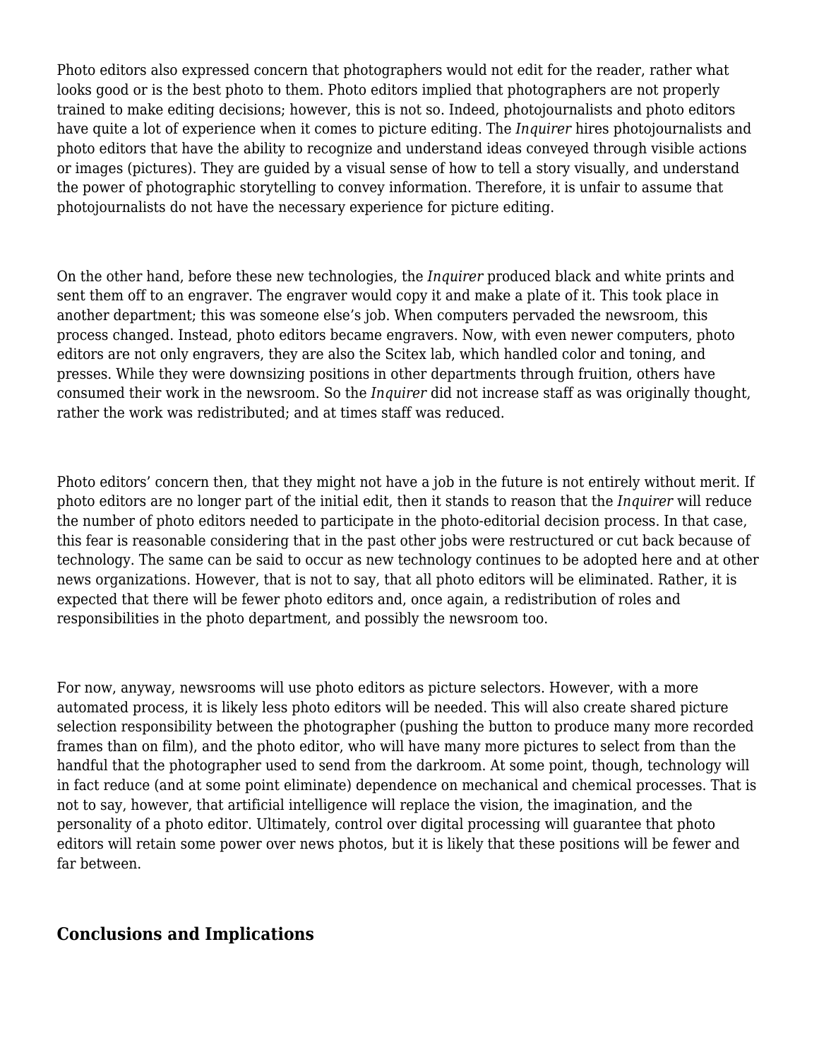Photo editors also expressed concern that photographers would not edit for the reader, rather what looks good or is the best photo to them. Photo editors implied that photographers are not properly trained to make editing decisions; however, this is not so. Indeed, photojournalists and photo editors have quite a lot of experience when it comes to picture editing. The *Inquirer* hires photojournalists and photo editors that have the ability to recognize and understand ideas conveyed through visible actions or images (pictures). They are guided by a visual sense of how to tell a story visually, and understand the power of photographic storytelling to convey information. Therefore, it is unfair to assume that photojournalists do not have the necessary experience for picture editing.

On the other hand, before these new technologies, the *Inquirer* produced black and white prints and sent them off to an engraver. The engraver would copy it and make a plate of it. This took place in another department; this was someone else's job. When computers pervaded the newsroom, this process changed. Instead, photo editors became engravers. Now, with even newer computers, photo editors are not only engravers, they are also the Scitex lab, which handled color and toning, and presses. While they were downsizing positions in other departments through fruition, others have consumed their work in the newsroom. So the *Inquirer* did not increase staff as was originally thought, rather the work was redistributed; and at times staff was reduced.

Photo editors' concern then, that they might not have a job in the future is not entirely without merit. If photo editors are no longer part of the initial edit, then it stands to reason that the *Inquirer* will reduce the number of photo editors needed to participate in the photo-editorial decision process. In that case, this fear is reasonable considering that in the past other jobs were restructured or cut back because of technology. The same can be said to occur as new technology continues to be adopted here and at other news organizations. However, that is not to say, that all photo editors will be eliminated. Rather, it is expected that there will be fewer photo editors and, once again, a redistribution of roles and responsibilities in the photo department, and possibly the newsroom too.

For now, anyway, newsrooms will use photo editors as picture selectors. However, with a more automated process, it is likely less photo editors will be needed. This will also create shared picture selection responsibility between the photographer (pushing the button to produce many more recorded frames than on film), and the photo editor, who will have many more pictures to select from than the handful that the photographer used to send from the darkroom. At some point, though, technology will in fact reduce (and at some point eliminate) dependence on mechanical and chemical processes. That is not to say, however, that artificial intelligence will replace the vision, the imagination, and the personality of a photo editor. Ultimately, control over digital processing will guarantee that photo editors will retain some power over news photos, but it is likely that these positions will be fewer and far between.

## Conclusions and Implications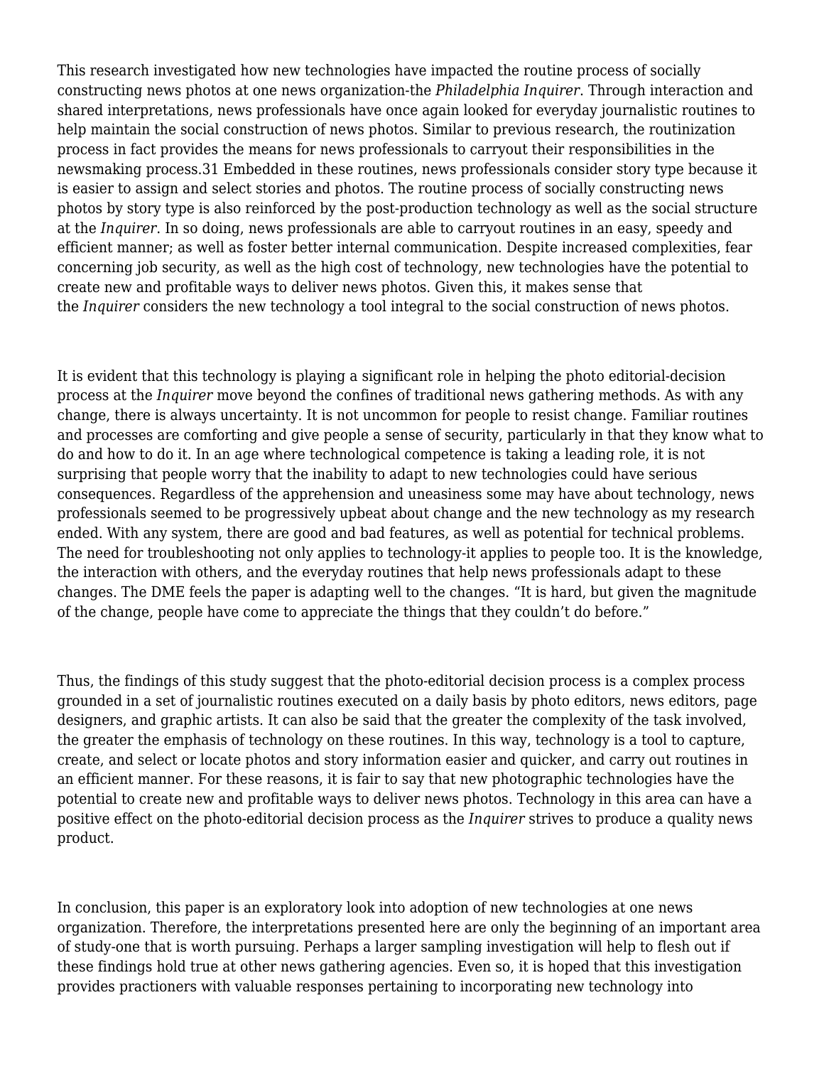This research investigated how new technologies have impacted the routine process of socially constructing news photos at one news organization-the *Philadelphia Inquirer*. Through interaction and shared interpretations, news professionals have once again looked for everyday journalistic routines to help maintain the social construction of news photos. Similar to previous research, the routinization process in fact provides the means for news professionals to carryout their responsibilities in the newsmaking process.31 Embedded in these routines, news professionals consider story type because it is easier to assign and select stories and photos. The routine process of socially constructing news photos by story type is also reinforced by the post-production technology as well as the social structure at the *Inquirer*. In so doing, news professionals are able to carryout routines in an easy, speedy and efficient manner; as well as foster better internal communication. Despite increased complexities, fear concerning job security, as well as the high cost of technology, new technologies have the potential to create new and profitable ways to deliver news photos. Given this, it makes sense that the *Inquirer* considers the new technology a tool integral to the social construction of news photos.

It is evident that this technology is playing a significant role in helping the photo editorial-decision process at the *Inquirer* move beyond the confines of traditional news gathering methods. As with any change, there is always uncertainty. It is not uncommon for people to resist change. Familiar routines and processes are comforting and give people a sense of security, particularly in that they know what to do and how to do it. In an age where technological competence is taking a leading role, it is not surprising that people worry that the inability to adapt to new technologies could have serious consequences. Regardless of the apprehension and uneasiness some may have about technology, news professionals seemed to be progressively upbeat about change and the new technology as my research ended. With any system, there are good and bad features, as well as potential for technical problems. The need for troubleshooting not only applies to technology-it applies to people too. It is the knowledge, the interaction with others, and the everyday routines that help news professionals adapt to these changes. The DME feels the paper is adapting well to the changes. "It is hard, but given the magnitude of the change, people have come to appreciate the things that they couldn't do before."

Thus, the findings of this study suggest that the photo-editorial decision process is a complex process grounded in a set of journalistic routines executed on a daily basis by photo editors, news editors, page designers, and graphic artists. It can also be said that the greater the complexity of the task involved, the greater the emphasis of technology on these routines. In this way, technology is a tool to capture, create, and select or locate photos and story information easier and quicker, and carry out routines in an efficient manner. For these reasons, it is fair to say that new photographic technologies have the potential to create new and profitable ways to deliver news photos. Technology in this area can have a positive effect on the photo-editorial decision process as the *Inquirer* strives to produce a quality news product.

In conclusion, this paper is an exploratory look into adoption of new technologies at one news organization. Therefore, the interpretations presented here are only the beginning of an important area of study-one that is worth pursuing. Perhaps a larger sampling investigation will help to flesh out if these findings hold true at other news gathering agencies. Even so, it is hoped that this investigation provides practioners with valuable responses pertaining to incorporating new technology into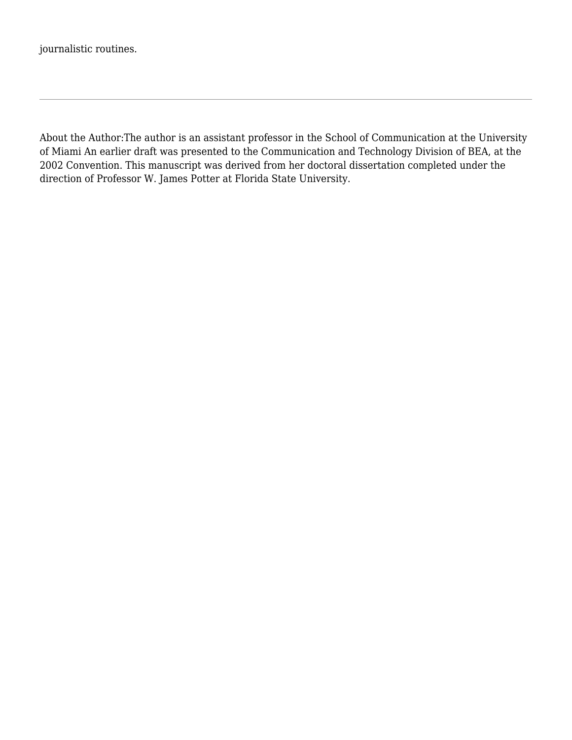journalistic routines.

---

About the Author:The author is an assistant professor in the School of Communication at the University of Miami An earlier draft was presented to the Communication and Technology Division of BEA, at the 2002 Convention. This manuscript was derived from her doctoral dissertation completed under the direction of Professor W. James Potter at Florida State University.